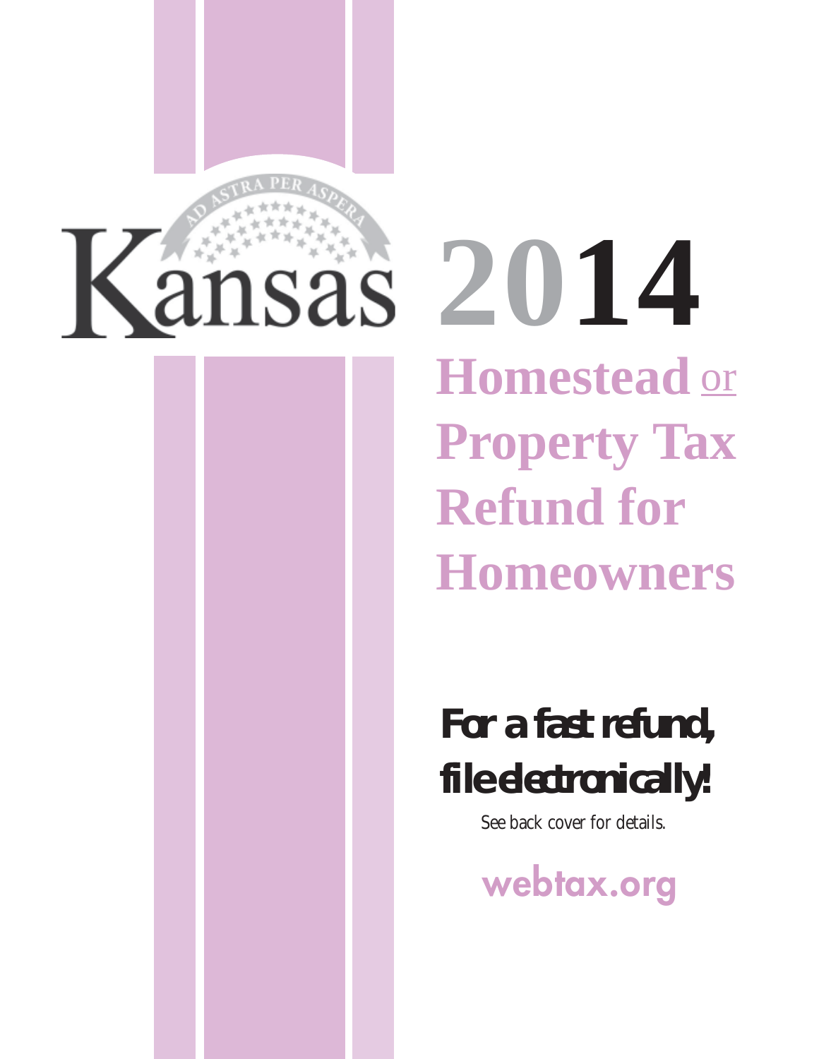# Kansas 2014

## Homestead or Property Tax Refund for Homeowners

**For a fast refund, file electronically!**

See back cover for details.

webtax.org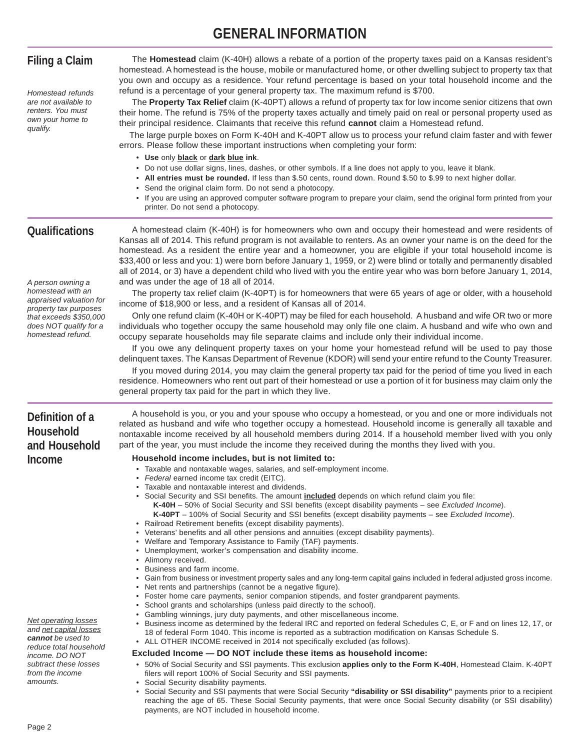# GENERAL INFORMATION

## Filing a Claim

*Homestead refunds are not available to renters. You must own your home to qualify.*

The **Homestead** claim (K-40H) allows a rebate of a portion of the property taxes paid on a Kansas resident's homestead. A homestead is the house, mobile or manufactured home, or other dwelling subject to property tax that you own and occupy as a residence. Your refund percentage is based on your total household income and the refund is a percentage of your general property tax. The maximum refund is $700.

The **Property Tax Relief** claim (K-40PT) allows a refund of property tax for low income senior citizens that own their home. The refund is 75% of the property taxes actually and timely paid on real or personal property used as their principal residence. Claimants that receive this refund **cannot** claim a Homestead refund.

The large purple boxes on Form K-40H and K-40PT allow us to process your refund claim faster and with fewer errors. Please follow these important instructions when completing your form:

- **Use** only **black** or **dark blue ink**.
- Do not use dollar signs, lines, dashes, or other symbols. If a line does not apply to you, leave it blank.
- **All entries must be rounded.** If less than $.50 cents, round down. Round $.50 to $.99 to next higher dollar.
- Send the original claim form. Do not send a photocopy.
- If you are using an approved computer software program to prepare your claim, send the original form printed from your printer. Do not send a photocopy.

## Qualifications

*A person owning a homestead with an appraised valuation for property tax purposes that exceeds $350,000 does NOT qualify for a homestead refund.*

A homestead claim (K-40H) is for homeowners who own and occupy their homestead and were residents of Kansas all of 2014. This refund program is not available to renters. As an owner your name is on the deed for the homestead. As a resident the entire year and a homeowner, you are eligible if your total household income is $33,400 or less and you: 1) were born before January 1, 1959, or 2) were blind or totally and permanently disabled all of 2014, or 3) have a dependent child who lived with you the entire year who was born before January 1, 2014, and was under the age of 18 all of 2014.

The property tax relief claim (K-40PT) is for homeowners that were 65 years of age or older, with a household income of $18,900 or less, and a resident of Kansas all of 2014.

Only one refund claim (K-40H or K-40PT) may be filed for each household. A husband and wife OR two or more individuals who together occupy the same household may only file one claim. A husband and wife who own and occupy separate households may file separate claims and include only their individual income.

If you owe any delinquent property taxes on your home your homestead refund will be used to pay those delinquent taxes. The Kansas Department of Revenue (KDOR) will send your entire refund to the County Treasurer.

If you moved during 2014, you may claim the general property tax paid for the period of time you lived in each residence. Homeowners who rent out part of their homestead or use a portion of it for business may claim only the general property tax paid for the part in which they live.

## Definition of a Household and Household Income

A household is you, or you and your spouse who occupy a homestead, or you and one or more individuals not related as husband and wife who together occupy a homestead. Household income is generally all taxable and nontaxable income received by all household members during 2014. If a household member lived with you only part of the year, you must include the income they received during the months they lived with you.

**Household income includes, but is not limited to:**

- Taxable and nontaxable wages, salaries, and self-employment income.
- *Federal* earned income tax credit (EITC).
- Taxable and nontaxable interest and dividends.
- Social Security and SSI benefits. The amount **included** depends on which refund claim you file:
  - **K-40H** – 50% of Social Security and SSI benefits (except disability payments – see *Excluded Income*).
  - **K-40PT** – 100% of Social Security and SSI benefits (except disability payments – see *Excluded Income*).
- Railroad Retirement benefits (except disability payments).
- Veterans' benefits and all other pensions and annuities (except disability payments).
- Welfare and Temporary Assistance to Family (TAF) payments.
- Unemployment, worker's compensation and disability income.
- Alimony received.
- Business and farm income.
- Gain from business or investment property sales and any long-term capital gains included in federal adjusted gross income.
- Net rents and partnerships (cannot be a negative figure).
- Foster home care payments, senior companion stipends, and foster grandparent payments.
- School grants and scholarships (unless paid directly to the school).
- Gambling winnings, jury duty payments, and other miscellaneous income.
- Business income as determined by the federal IRC and reported on federal Schedules C, E, or F and on lines 12, 17, or 18 of federal Form 1040. This income is reported as a subtraction modification on Kansas Schedule S.
- ALL OTHER INCOME received in 2014 not specifically excluded (as follows).

*Net operating losses and net capital losses **cannot** be used to reduce total household income. DO NOT subtract these losses from the income amounts.*

**Excluded Income — DO NOT include these items as household income:**

- 50% of Social Security and SSI payments. This exclusion **applies only to the Form K-40H**, Homestead Claim. K-40PT filers will report 100% of Social Security and SSI payments.
- Social Security disability payments.
- Social Security and SSI payments that were Social Security **"disability or SSI disability"** payments prior to a recipient reaching the age of 65. These Social Security payments, that were once Social Security disability (or SSI disability) payments, are NOT included in household income.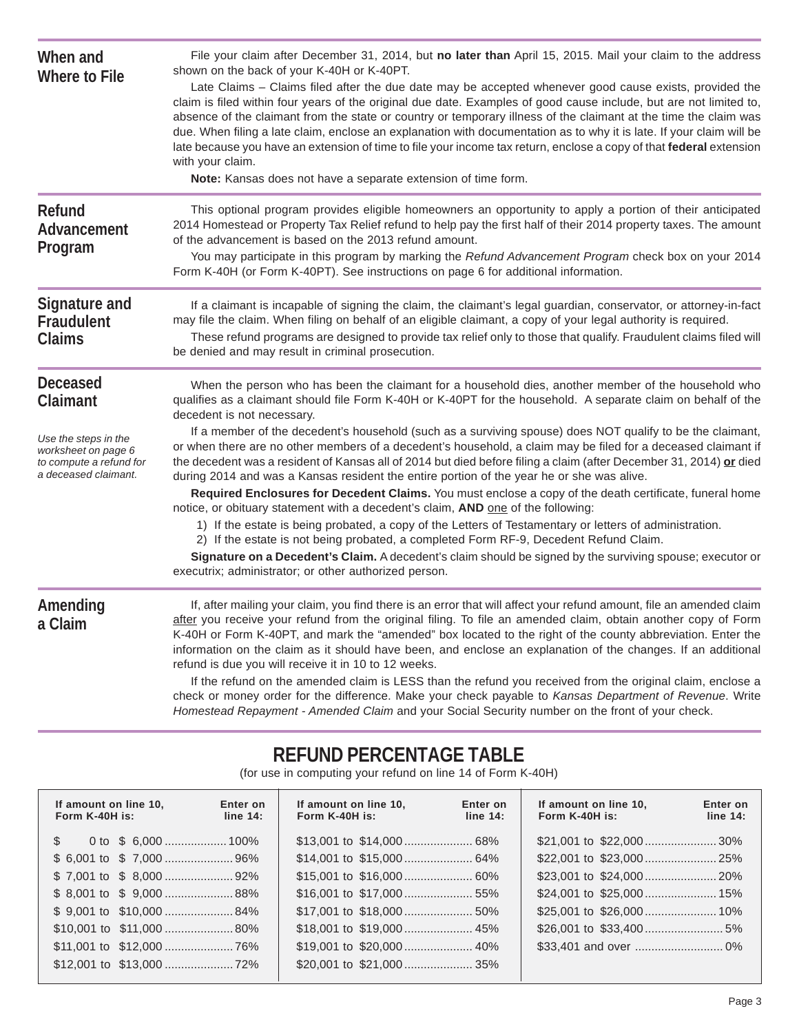## When and Where to File

File your claim after December 31, 2014, but **no later than** April 15, 2015. Mail your claim to the address shown on the back of your K-40H or K-40PT.

Late Claims – Claims filed after the due date may be accepted whenever good cause exists, provided the claim is filed within four years of the original due date. Examples of good cause include, but are not limited to, absence of the claimant from the state or country or temporary illness of the claimant at the time the claim was due. When filing a late claim, enclose an explanation with documentation as to why it is late. If your claim will be late because you have an extension of time to file your income tax return, enclose a copy of that **federal** extension with your claim.

**Note:** Kansas does not have a separate extension of time form.

## Refund Advancement Program

This optional program provides eligible homeowners an opportunity to apply a portion of their anticipated 2014 Homestead or Property Tax Relief refund to help pay the first half of their 2014 property taxes. The amount of the advancement is based on the 2013 refund amount.

You may participate in this program by marking the *Refund Advancement Program* check box on your 2014 Form K-40H (or Form K-40PT). See instructions on page 6 for additional information.

## Signature and Fraudulent Claims

If a claimant is incapable of signing the claim, the claimant's legal guardian, conservator, or attorney-in-fact may file the claim. When filing on behalf of an eligible claimant, a copy of your legal authority is required.

These refund programs are designed to provide tax relief only to those that qualify. Fraudulent claims filed will be denied and may result in criminal prosecution.

## Deceased Claimant

*Use the steps in the worksheet on page 6 to compute a refund for a deceased claimant.*

When the person who has been the claimant for a household dies, another member of the household who qualifies as a claimant should file Form K-40H or K-40PT for the household. A separate claim on behalf of the decedent is not necessary.

If a member of the decedent's household (such as a surviving spouse) does NOT qualify to be the claimant, or when there are no other members of a decedent's household, a claim may be filed for a deceased claimant if the decedent was a resident of Kansas all of 2014 but died before filing a claim (after December 31, 2014) **or** died during 2014 and was a Kansas resident the entire portion of the year he or she was alive.

**Required Enclosures for Decedent Claims.** You must enclose a copy of the death certificate, funeral home notice, or obituary statement with a decedent's claim, **AND** one of the following:

1) If the estate is being probated, a copy of the Letters of Testamentary or letters of administration.
2) If the estate is not being probated, a completed Form RF-9, Decedent Refund Claim.

**Signature on a Decedent's Claim.** A decedent's claim should be signed by the surviving spouse; executor or executrix; administrator; or other authorized person.

## Amending a Claim

If, after mailing your claim, you find there is an error that will affect your refund amount, file an amended claim after you receive your refund from the original filing. To file an amended claim, obtain another copy of Form K-40H or Form K-40PT, and mark the "amended" box located to the right of the county abbreviation. Enter the information on the claim as it should have been, and enclose an explanation of the changes. If an additional refund is due you will receive it in 10 to 12 weeks.

If the refund on the amended claim is LESS than the refund you received from the original claim, enclose a check or money order for the difference. Make your check payable to *Kansas Department of Revenue*. Write *Homestead Repayment - Amended Claim* and your Social Security number on the front of your check.

# REFUND PERCENTAGE TABLE

(for use in computing your refund on line 14 of Form K-40H)

| If amount on line 10, Form K-40H is: | Enter on line 14: | If amount on line 10, Form K-40H is: | Enter on line 14: | If amount on line 10, Form K-40H is: | Enter on line 14: |
|---|---|---|---|---|---|
| $ 0 to $ 6,000 | 100% | $13,001 to $14,000 | 68% | $21,001 to $22,000 | 30% |
| $ 6,001 to $ 7,000 | 96% | $14,001 to $15,000 | 64% | $22,001 to $23,000 | 25% |
| $ 7,001 to $ 8,000 | 92% | $15,001 to $16,000 | 60% | $23,001 to $24,000 | 20% |
| $ 8,001 to $ 9,000 | 88% | $16,001 to $17,000 | 55% | $24,001 to $25,000 | 15% |
| $ 9,001 to $10,000 | 84% | $17,001 to $18,000 | 50% | $25,001 to $26,000 | 10% |
| $10,001 to $11,000 | 80% | $18,001 to $19,000 | 45% | $26,001 to $33,400 | 5% |
| $11,001 to $12,000 | 76% | $19,001 to $20,000 | 40% | $33,401 and over | 0% |
| $12,001 to $13,000 | 72% | $20,001 to $21,000 | 35% | | |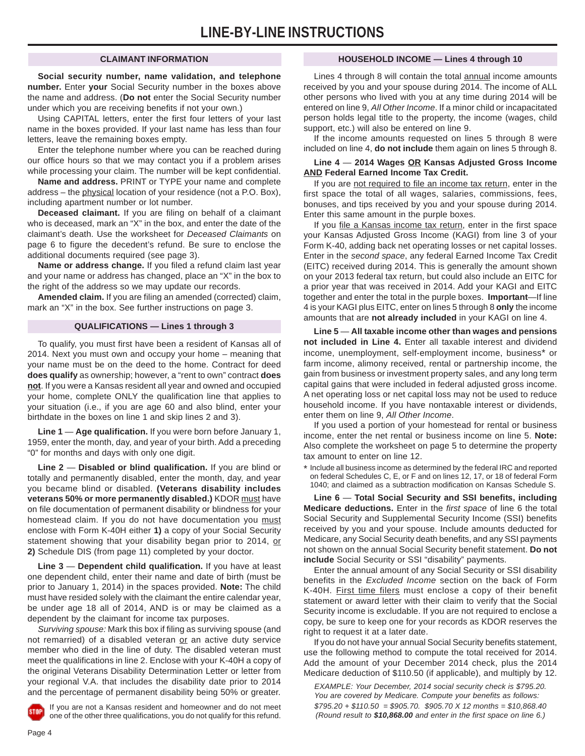# LINE-BY-LINE INSTRUCTIONS

## CLAIMANT INFORMATION

**Social security number, name validation, and telephone number.** Enter **your** Social Security number in the boxes above the name and address. (**Do not** enter the Social Security number under which you are receiving benefits if not your own.)

Using CAPITAL letters, enter the first four letters of your last name in the boxes provided. If your last name has less than four letters, leave the remaining boxes empty.

Enter the telephone number where you can be reached during our office hours so that we may contact you if a problem arises while processing your claim. The number will be kept confidential.

**Name and address.** PRINT or TYPE your name and complete address – the physical location of your residence (not a P.O. Box), including apartment number or lot number.

**Deceased claimant.** If you are filing on behalf of a claimant who is deceased, mark an "X" in the box, and enter the date of the claimant's death. Use the worksheet for *Deceased Claimants* on page 6 to figure the decedent's refund. Be sure to enclose the additional documents required (see page 3).

**Name or address change.** If you filed a refund claim last year and your name or address has changed, place an "X" in the box to the right of the address so we may update our records.

**Amended claim.** If you are filing an amended (corrected) claim, mark an "X" in the box. See further instructions on page 3.

## QUALIFICATIONS — Lines 1 through 3

To qualify, you must first have been a resident of Kansas all of 2014. Next you must own and occupy your home – meaning that your name must be on the deed to the home. Contract for deed **does qualify** as ownership; however, a "rent to own" contract **does not**. If you were a Kansas resident all year and owned and occupied your home, complete ONLY the qualification line that applies to your situation (i.e., if you are age 60 and also blind, enter your birthdate in the boxes on line 1 and skip lines 2 and 3).

**Line 1** — **Age qualification.** If you were born before January 1, 1959, enter the month, day, and year of your birth. Add a preceding "0" for months and days with only one digit.

**Line 2** — **Disabled or blind qualification.** If you are blind or totally and permanently disabled, enter the month, day, and year you became blind or disabled. **(Veterans disability includes veterans 50% or more permanently disabled.)** KDOR must have on file documentation of permanent disability or blindness for your homestead claim. If you do not have documentation you must enclose with Form K-40H either **1)** a copy of your Social Security statement showing that your disability began prior to 2014, or **2)** Schedule DIS (from page 11) completed by your doctor.

**Line 3** — **Dependent child qualification.** If you have at least one dependent child, enter their name and date of birth (must be prior to January 1, 2014) in the spaces provided. **Note:** The child must have resided solely with the claimant the entire calendar year, be under age 18 all of 2014, AND is or may be claimed as a dependent by the claimant for income tax purposes.

*Surviving spouse:* Mark this box if filing as surviving spouse (and not remarried) of a disabled veteran or an active duty service member who died in the line of duty. The disabled veteran must meet the qualifications in line 2. Enclose with your K-40H a copy of the original Veterans Disability Determination Letter or letter from your regional V.A. that includes the disability date prior to 2014 and the percentage of permanent disability being 50% or greater.

STOP If you are not a Kansas resident and homeowner and do not meet one of the other three qualifications, you do not qualify for this refund.

## HOUSEHOLD INCOME — Lines 4 through 10

Lines 4 through 8 will contain the total annual income amounts received by you and your spouse during 2014. The income of ALL other persons who lived with you at any time during 2014 will be entered on line 9, *All Other Income*. If a minor child or incapacitated person holds legal title to the property, the income (wages, child support, etc.) will also be entered on line 9.

If the income amounts requested on lines 5 through 8 were included on line 4, **do not include** them again on lines 5 through 8.

**Line 4** — **2014 Wages OR Kansas Adjusted Gross Income AND Federal Earned Income Tax Credit.**

If you are not required to file an income tax return, enter in the first space the total of all wages, salaries, commissions, fees, bonuses, and tips received by you and your spouse during 2014. Enter this same amount in the purple boxes.

If you file a Kansas income tax return, enter in the first space your Kansas Adjusted Gross Income (KAGI) from line 3 of your Form K-40, adding back net operating losses or net capital losses. Enter in the *second space*, any federal Earned Income Tax Credit (EITC) received during 2014. This is generally the amount shown on your 2013 federal tax return, but could also include an EITC for a prior year that was received in 2014. Add your KAGI and EITC together and enter the total in the purple boxes. **Important**—If line 4 is your KAGI plus EITC, enter on lines 5 through 8 **only** the income amounts that are **not already included** in your KAGI on line 4.

**Line 5** — **All taxable income other than wages and pensions not included in Line 4.** Enter all taxable interest and dividend income, unemployment, self-employment income, business* or farm income, alimony received, rental or partnership income, the gain from business or investment property sales, and any long term capital gains that were included in federal adjusted gross income. A net operating loss or net capital loss may not be used to reduce household income. If you have nontaxable interest or dividends, enter them on line 9, *All Other Income*.

If you used a portion of your homestead for rental or business income, enter the net rental or business income on line 5. **Note:** Also complete the worksheet on page 5 to determine the property tax amount to enter on line 12.

\* Include all business income as determined by the federal IRC and reported on federal Schedules C, E, or F and on lines 12, 17, or 18 of federal Form 1040; and claimed as a subtraction modification on Kansas Schedule S.

**Line 6** — **Total Social Security and SSI benefits, including Medicare deductions.** Enter in the *first space* of line 6 the total Social Security and Supplemental Security Income (SSI) benefits received by you and your spouse. Include amounts deducted for Medicare, any Social Security death benefits, and any SSI payments not shown on the annual Social Security benefit statement. **Do not include** Social Security or SSI "disability" payments.

Enter the annual amount of any Social Security or SSI disability benefits in the *Excluded Income* section on the back of Form K-40H. First time filers must enclose a copy of their benefit statement or award letter with their claim to verify that the Social Security income is excludable. If you are not required to enclose a copy, be sure to keep one for your records as KDOR reserves the right to request it at a later date.

If you do not have your annual Social Security benefits statement, use the following method to compute the total received for 2014. Add the amount of your December 2014 check, plus the 2014 Medicare deduction of $110.50 (if applicable), and multiply by 12.

*EXAMPLE: Your December, 2014 social security check is $795.20. You are covered by Medicare. Compute your benefits as follows: $795.20 + $110.50 = $905.70. $905.70 X 12 months = $10,868.40 (Round result to* ***$10,868.00*** *and enter in the first space on line 6.)*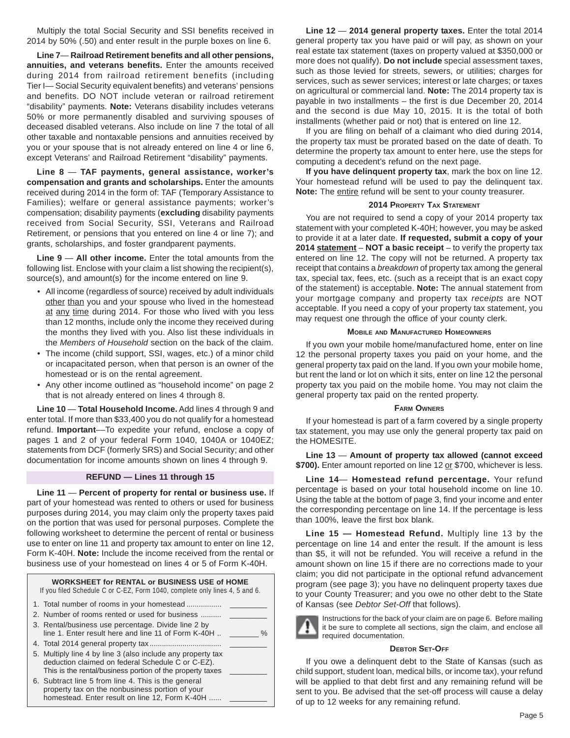Multiply the total Social Security and SSI benefits received in 2014 by 50% (.50) and enter result in the purple boxes on line 6.

**Line 7— Railroad Retirement benefits and all other pensions, annuities, and veterans benefits.** Enter the amounts received during 2014 from railroad retirement benefits (including Tier I— Social Security equivalent benefits) and veterans' pensions and benefits. DO NOT include veteran or railroad retirement "disability" payments. **Note:** Veterans disability includes veterans 50% or more permanently disabled and surviving spouses of deceased disabled veterans. Also include on line 7 the total of all other taxable and nontaxable pensions and annuities received by you or your spouse that is not already entered on line 4 or line 6, except Veterans' and Railroad Retirement "disability" payments.

**Line 8 — TAF payments, general assistance, worker's compensation and grants and scholarships.** Enter the amounts received during 2014 in the form of: TAF (Temporary Assistance to Families); welfare or general assistance payments; worker's compensation; disability payments (**excluding** disability payments received from Social Security, SSI, Veterans and Railroad Retirement, or pensions that you entered on line 4 or line 7); and grants, scholarships, and foster grandparent payments.

**Line 9 — All other income.** Enter the total amounts from the following list. Enclose with your claim a list showing the recipient(s), source(s), and amount(s) for the income entered on line 9.

- All income (regardless of source) received by adult individuals other than you and your spouse who lived in the homestead at any time during 2014. For those who lived with you less than 12 months, include only the income they received during the months they lived with you. Also list these individuals in the *Members of Household* section on the back of the claim.
- The income (child support, SSI, wages, etc.) of a minor child or incapacitated person, when that person is an owner of the homestead or is on the rental agreement.
- Any other income outlined as "household income" on page 2 that is not already entered on lines 4 through 8.

**Line 10 — Total Household Income.** Add lines 4 through 9 and enter total. If more than $33,400 you do not qualify for a homestead refund. **Important**—To expedite your refund, enclose a copy of pages 1 and 2 of your federal Form 1040, 1040A or 1040EZ; statements from DCF (formerly SRS) and Social Security; and other documentation for income amounts shown on lines 4 through 9.

## REFUND — Lines 11 through 15

**Line 11 — Percent of property for rental or business use.** If part of your homestead was rented to others or used for business purposes during 2014, you may claim only the property taxes paid on the portion that was used for personal purposes. Complete the following worksheet to determine the percent of rental or business use to enter on line 11 and property tax amount to enter on line 12, Form K-40H. **Note:** Include the income received from the rental or business use of your homestead on lines 4 or 5 of Form K-40H.

**WORKSHEET for RENTAL or BUSINESS USE of HOME**
If you filed Schedule C or C-EZ, Form 1040, complete only lines 4, 5 and 6.

1. Total number of rooms in your homestead ................ _________
2. Number of rooms rented or used for business .......... _________
3. Rental/business use percentage. Divide line 2 by line 1. Enter result here and line 11 of Form K-40H .. _______ %
4. Total 2014 general property tax .................................. _________
5. Multiply line 4 by line 3 (also include any property tax deduction claimed on federal Schedule C or C-EZ). This is the rental/business portion of the property taxes _________
6. Subtract line 5 from line 4. This is the general property tax on the nonbusiness portion of your homestead. Enter result on line 12, Form K-40H ...... _________

**Line 12 — 2014 general property taxes.** Enter the total 2014 general property tax you have paid or will pay, as shown on your real estate tax statement (taxes on property valued at $350,000 or more does not qualify). **Do not include** special assessment taxes, such as those levied for streets, sewers, or utilities; charges for services, such as sewer services; interest or late charges; or taxes on agricultural or commercial land. **Note:** The 2014 property tax is payable in two installments – the first is due December 20, 2014 and the second is due May 10, 2015. It is the total of both installments (whether paid or not) that is entered on line 12.

If you are filing on behalf of a claimant who died during 2014, the property tax must be prorated based on the date of death. To determine the property tax amount to enter here, use the steps for computing a decedent's refund on the next page.

**If you have delinquent property tax**, mark the box on line 12. Your homestead refund will be used to pay the delinquent tax. **Note:** The entire refund will be sent to your county treasurer.

### 2014 Property Tax Statement

You are not required to send a copy of your 2014 property tax statement with your completed K-40H; however, you may be asked to provide it at a later date. **If requested, submit a copy of your 2014 statement – NOT a basic receipt** – to verify the property tax entered on line 12. The copy will not be returned. A property tax receipt that contains a *breakdown* of property tax among the general tax, special tax, fees, etc. (such as a receipt that is an exact copy of the statement) is acceptable. **Note:** The annual statement from your mortgage company and property tax *receipts* are NOT acceptable. If you need a copy of your property tax statement, you may request one through the office of your county clerk.

### Mobile and Manufactured Homeowners

If you own your mobile home/manufactured home, enter on line 12 the personal property taxes you paid on your home, and the general property tax paid on the land. If you own your mobile home, but rent the land or lot on which it sits, enter on line 12 the personal property tax you paid on the mobile home. You may not claim the general property tax paid on the rented property.

### Farm Owners

If your homestead is part of a farm covered by a single property tax statement, you may use only the general property tax paid on the HOMESITE.

**Line 13 — Amount of property tax allowed (cannot exceed $700).** Enter amount reported on line 12 or $700, whichever is less.

**Line 14— Homestead refund percentage.** Your refund percentage is based on your total household income on line 10. Using the table at the bottom of page 3, find your income and enter the corresponding percentage on line 14. If the percentage is less than 100%, leave the first box blank.

**Line 15 — Homestead Refund.** Multiply line 13 by the percentage on line 14 and enter the result. If the amount is less than $5, it will not be refunded. You will receive a refund in the amount shown on line 15 if there are no corrections made to your claim; you did not participate in the optional refund advancement program (see page 3); you have no delinquent property taxes due to your County Treasurer; and you owe no other debt to the State of Kansas (see *Debtor Set-Off* that follows).

Instructions for the back of your claim are on page 6. Before mailing it be sure to complete all sections, sign the claim, and enclose all required documentation.

### Debtor Set-Off

If you owe a delinquent debt to the State of Kansas (such as child support, student loan, medical bills, or income tax), your refund will be applied to that debt first and any remaining refund will be sent to you. Be advised that the set-off process will cause a delay of up to 12 weeks for any remaining refund.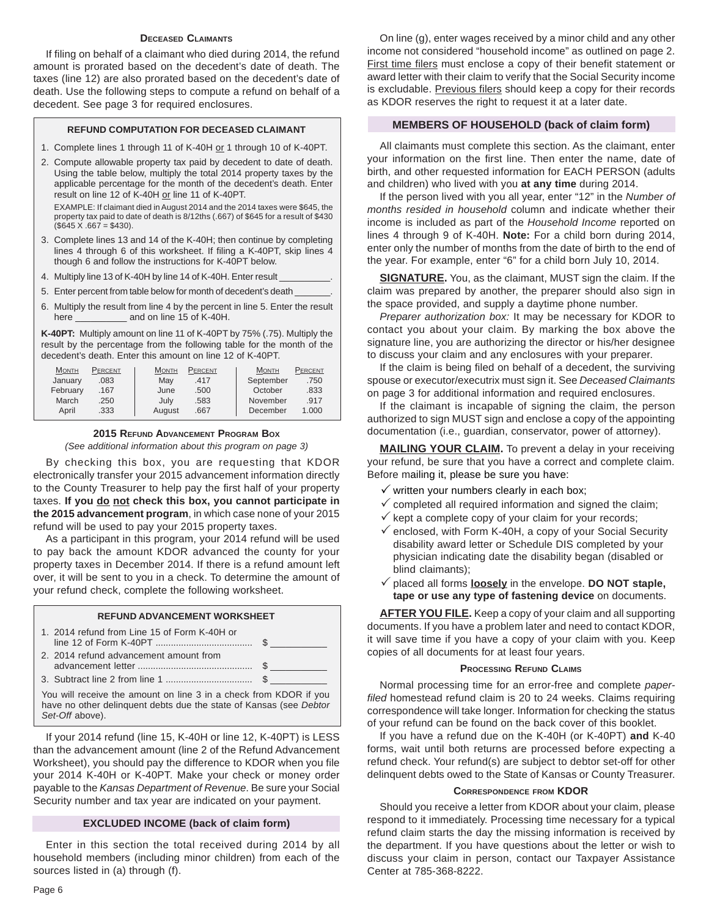### Deceased Claimants

If filing on behalf of a claimant who died during 2014, the refund amount is prorated based on the decedent's date of death. The taxes (line 12) are also prorated based on the decedent's date of death. Use the following steps to compute a refund on behalf of a decedent. See page 3 for required enclosures.

#### REFUND COMPUTATION FOR DECEASED CLAIMANT

1. Complete lines 1 through 11 of K-40H or 1 through 10 of K-40PT.
2. Compute allowable property tax paid by decedent to date of death. Using the table below, multiply the total 2014 property taxes by the applicable percentage for the month of the decedent's death. Enter result on line 12 of K-40H or line 11 of K-40PT.

   EXAMPLE: If claimant died in August 2014 and the 2014 taxes were $645, the property tax paid to date of death is 8/12ths (.667) of $645 for a result of $430 ($645 X .667 = $430).
3. Complete lines 13 and 14 of the K-40H; then continue by completing lines 4 through 6 of this worksheet. If filing a K-40PT, skip lines 4 though 6 and follow the instructions for K-40PT below.
4. Multiply line 13 of K-40H by line 14 of K-40H. Enter result __________.
5. Enter percent from table below for month of decedent's death _______.
6. Multiply the result from line 4 by the percent in line 5. Enter the result here __________ and on line 15 of K-40H.

**K-40PT:** Multiply amount on line 11 of K-40PT by 75% (.75). Multiply the result by the percentage from the following table for the month of the decedent's death. Enter this amount on line 12 of K-40PT.

| Month | Percent | Month | Percent | Month | Percent |
|---|---|---|---|---|---|
| January | .083 | May | .417 | September | .750 |
| February | .167 | June | .500 | October | .833 |
| March | .250 | July | .583 | November | .917 |
| April | .333 | August | .667 | December | 1.000 |

### 2015 Refund Advancement Program Box

*(See additional information about this program on page 3)*

By checking this box, you are requesting that KDOR electronically transfer your 2015 advancement information directly to the County Treasurer to help pay the first half of your property taxes. **If you do not check this box, you cannot participate in the 2015 advancement program**, in which case none of your 2015 refund will be used to pay your 2015 property taxes.

As a participant in this program, your 2014 refund will be used to pay back the amount KDOR advanced the county for your property taxes in December 2014. If there is a refund amount left over, it will be sent to you in a check. To determine the amount of your refund check, complete the following worksheet.

#### REFUND ADVANCEMENT WORKSHEET

1. 2014 refund from Line 15 of Form K-40H or line 12 of Form K-40PT ..................................... $ __________
2. 2014 refund advancement amount from advancement letter ............................................ $ __________
3. Subtract line 2 from line 1 ................................. $ __________

You will receive the amount on line 3 in a check from KDOR if you have no other delinquent debts due the state of Kansas (see *Debtor Set-Off* above).

If your 2014 refund (line 15, K-40H or line 12, K-40PT) is LESS than the advancement amount (line 2 of the Refund Advancement Worksheet), you should pay the difference to KDOR when you file your 2014 K-40H or K-40PT. Make your check or money order payable to the *Kansas Department of Revenue*. Be sure your Social Security number and tax year are indicated on your payment.

### EXCLUDED INCOME (back of claim form)

Enter in this section the total received during 2014 by all household members (including minor children) from each of the sources listed in (a) through (f).

On line (g), enter wages received by a minor child and any other income not considered "household income" as outlined on page 2. First time filers must enclose a copy of their benefit statement or award letter with their claim to verify that the Social Security income is excludable. Previous filers should keep a copy for their records as KDOR reserves the right to request it at a later date.

### MEMBERS OF HOUSEHOLD (back of claim form)

All claimants must complete this section. As the claimant, enter your information on the first line. Then enter the name, date of birth, and other requested information for EACH PERSON (adults and children) who lived with you **at any time** during 2014.

If the person lived with you all year, enter "12" in the *Number of months resided in household* column and indicate whether their income is included as part of the *Household Income* reported on lines 4 through 9 of K-40H. **Note:** For a child born during 2014, enter only the number of months from the date of birth to the end of the year. For example, enter "6" for a child born July 10, 2014.

**SIGNATURE.** You, as the claimant, MUST sign the claim. If the claim was prepared by another, the preparer should also sign in the space provided, and supply a daytime phone number.

*Preparer authorization box:* It may be necessary for KDOR to contact you about your claim. By marking the box above the signature line, you are authorizing the director or his/her designee to discuss your claim and any enclosures with your preparer.

If the claim is being filed on behalf of a decedent, the surviving spouse or executor/executrix must sign it. See *Deceased Claimants* on page 3 for additional information and required enclosures.

If the claimant is incapable of signing the claim, the person authorized to sign MUST sign and enclose a copy of the appointing documentation (i.e., guardian, conservator, power of attorney).

**MAILING YOUR CLAIM.** To prevent a delay in your receiving your refund, be sure that you have a correct and complete claim. Before mailing it, please be sure you have:

- ✓ written your numbers clearly in each box;
- ✓ completed all required information and signed the claim;
- ✓ kept a complete copy of your claim for your records;
- ✓ enclosed, with Form K-40H, a copy of your Social Security disability award letter or Schedule DIS completed by your physician indicating date the disability began (disabled or blind claimants);
- ✓ placed all forms **loosely** in the envelope. **DO NOT staple, tape or use any type of fastening device** on documents.

**AFTER YOU FILE.** Keep a copy of your claim and all supporting documents. If you have a problem later and need to contact KDOR, it will save time if you have a copy of your claim with you. Keep copies of all documents for at least four years.

### Processing Refund Claims

Normal processing time for an error-free and complete *paper-filed* homestead refund claim is 20 to 24 weeks. Claims requiring correspondence will take longer. Information for checking the status of your refund can be found on the back cover of this booklet.

If you have a refund due on the K-40H (or K-40PT) **and** K-40 forms, wait until both returns are processed before expecting a refund check. Your refund(s) are subject to debtor set-off for other delinquent debts owed to the State of Kansas or County Treasurer.

### Correspondence from KDOR

Should you receive a letter from KDOR about your claim, please respond to it immediately. Processing time necessary for a typical refund claim starts the day the missing information is received by the department. If you have questions about the letter or wish to discuss your claim in person, contact our Taxpayer Assistance Center at 785-368-8222.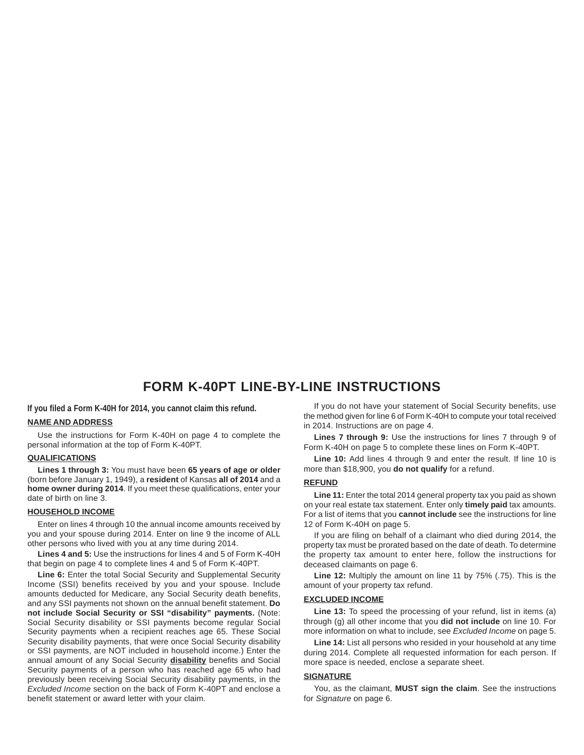# FORM K-40PT LINE-BY-LINE INSTRUCTIONS

**If you filed a Form K-40H for 2014, you cannot claim this refund.**

## NAME AND ADDRESS

Use the instructions for Form K-40H on page 4 to complete the personal information at the top of Form K-40PT.

## QUALIFICATIONS

**Lines 1 through 3:** You must have been **65 years of age or older** (born before January 1, 1949), a **resident** of Kansas **all of 2014** and a **home owner during 2014**. If you meet these qualifications, enter your date of birth on line 3.

## HOUSEHOLD INCOME

Enter on lines 4 through 10 the annual income amounts received by you and your spouse during 2014. Enter on line 9 the income of ALL other persons who lived with you at any time during 2014.

**Lines 4 and 5:** Use the instructions for lines 4 and 5 of Form K-40H that begin on page 4 to complete lines 4 and 5 of Form K-40PT.

**Line 6:** Enter the total Social Security and Supplemental Security Income (SSI) benefits received by you and your spouse. Include amounts deducted for Medicare, any Social Security death benefits, and any SSI payments not shown on the annual benefit statement. **Do not include Social Security or SSI "disability" payments.** (Note: Social Security disability or SSI payments become regular Social Security payments when a recipient reaches age 65. These Social Security disability payments, that were once Social Security disability or SSI payments, are NOT included in household income.) Enter the annual amount of any Social Security **disability** benefits and Social Security payments of a person who has reached age 65 who had previously been receiving Social Security disability payments, in the *Excluded Income* section on the back of Form K-40PT and enclose a benefit statement or award letter with your claim.

If you do not have your statement of Social Security benefits, use the method given for line 6 of Form K-40H to compute your total received in 2014. Instructions are on page 4.

**Lines 7 through 9:** Use the instructions for lines 7 through 9 of Form K-40H on page 5 to complete these lines on Form K-40PT.

**Line 10:** Add lines 4 through 9 and enter the result. If line 10 is more than $18,900, you **do not qualify** for a refund.

## REFUND

**Line 11:** Enter the total 2014 general property tax you paid as shown on your real estate tax statement. Enter only **timely paid** tax amounts. For a list of items that you **cannot include** see the instructions for line 12 of Form K-40H on page 5.

If you are filing on behalf of a claimant who died during 2014, the property tax must be prorated based on the date of death. To determine the property tax amount to enter here, follow the instructions for deceased claimants on page 6.

**Line 12:** Multiply the amount on line 11 by 75% (.75). This is the amount of your property tax refund.

## EXCLUDED INCOME

**Line 13:** To speed the processing of your refund, list in items (a) through (g) all other income that you **did not include** on line 10. For more information on what to include, see *Excluded Income* on page 5.

**Line 14:** List all persons who resided in your household at any time during 2014. Complete all requested information for each person. If more space is needed, enclose a separate sheet.

## SIGNATURE

You, as the claimant, **MUST sign the claim**. See the instructions for *Signature* on page 6.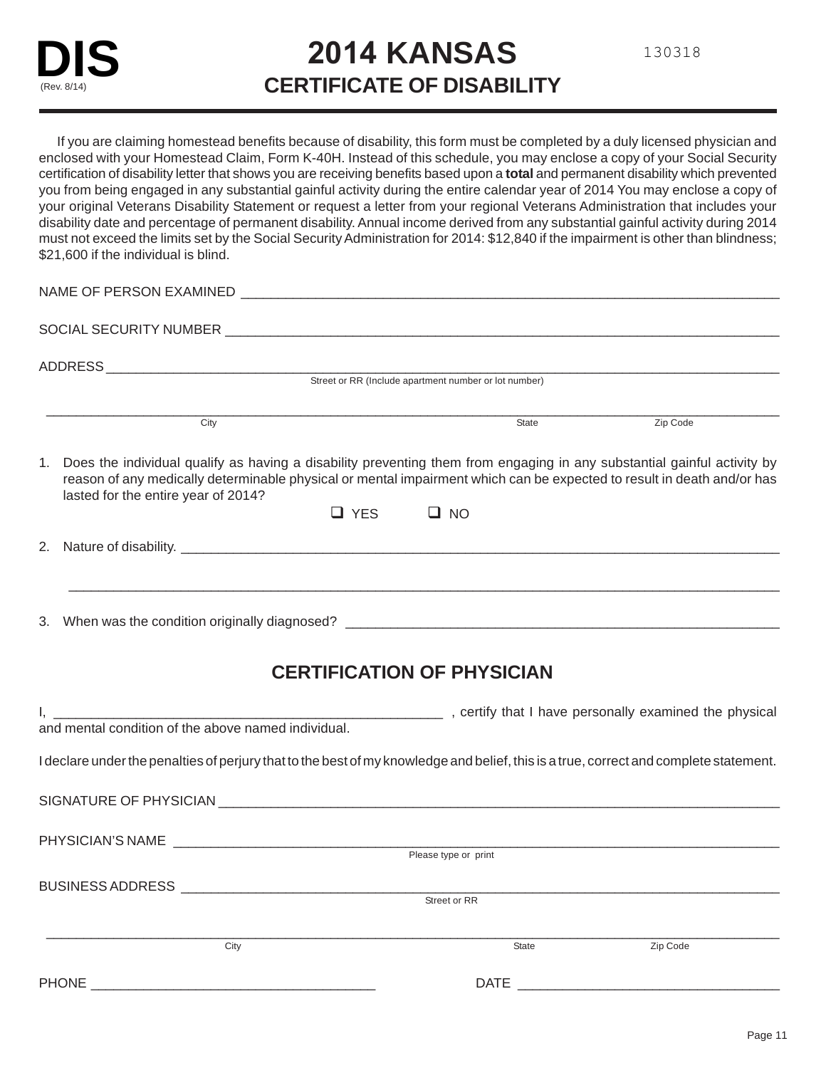# DIS

(Rev. 8/14)

# 2014 KANSAS

## CERTIFICATE OF DISABILITY

130318

If you are claiming homestead benefits because of disability, this form must be completed by a duly licensed physician and enclosed with your Homestead Claim, Form K-40H. Instead of this schedule, you may enclose a copy of your Social Security certification of disability letter that shows you are receiving benefits based upon a **total** and permanent disability which prevented you from being engaged in any substantial gainful activity during the entire calendar year of 2014 You may enclose a copy of your original Veterans Disability Statement or request a letter from your regional Veterans Administration that includes your disability date and percentage of permanent disability. Annual income derived from any substantial gainful activity during 2014 must not exceed the limits set by the Social Security Administration for 2014: $12,840 if the impairment is other than blindness; $21,600 if the individual is blind.

NAME OF PERSON EXAMINED ____________________________________________

SOCIAL SECURITY NUMBER ____________________________________________

ADDRESS ____________________________________________
Street or RR (Include apartment number or lot number)

____________________________________________
City State Zip Code

1. Does the individual qualify as having a disability preventing them from engaging in any substantial gainful activity by reason of any medically determinable physical or mental impairment which can be expected to result in death and/or has lasted for the entire year of 2014?

   ❑ YES ❑ NO

2. Nature of disability. ____________________________________________

   ____________________________________________

3. When was the condition originally diagnosed? ____________________________________________

## CERTIFICATION OF PHYSICIAN

I, ____________________________________________ , certify that I have personally examined the physical and mental condition of the above named individual.

I declare under the penalties of perjury that to the best of my knowledge and belief, this is a true, correct and complete statement.

SIGNATURE OF PHYSICIAN ____________________________________________

PHYSICIAN'S NAME ____________________________________________
Please type or print

BUSINESS ADDRESS ____________________________________________
Street or RR

____________________________________________
City State Zip Code

PHONE ______________________ DATE ______________________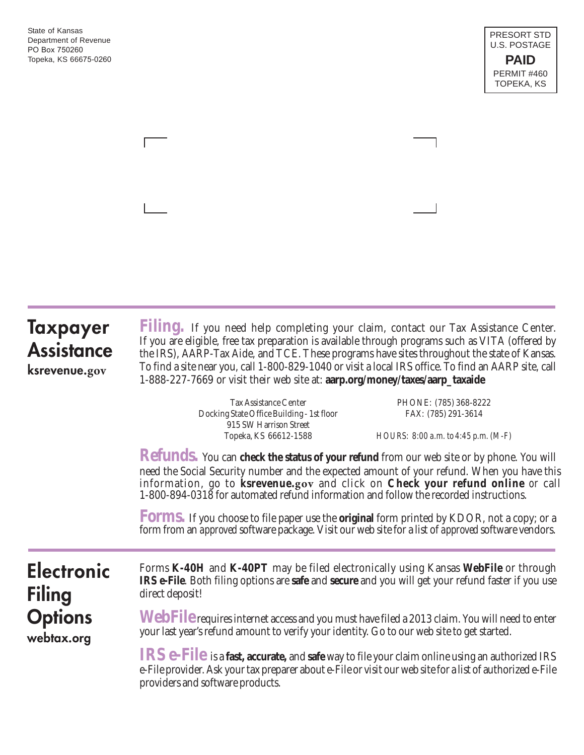State of Kansas
Department of Revenue
PO Box 750260
Topeka, KS 66675-0260

PRESORT STD
U.S. POSTAGE
**PAID**
PERMIT #460
TOPEKA, KS

## Taxpayer Assistance

**ksrevenue.gov**

**Filing.** If you need help completing your claim, contact our Tax Assistance Center. If you are eligible, free tax preparation is available through programs such as VITA (offered by the IRS), AARP-Tax Aide, and TCE. These programs have sites throughout the state of Kansas. To find a site near you, call 1-800-829-1040 or visit a local IRS office. To find an AARP site, call 1-888-227-7669 or visit their web site at: **aarp.org/money/taxes/aarp_taxaide**

Tax Assistance Center
Docking State Office Building - 1st floor
915 SW Harrison Street
Topeka, KS 66612-1588

PHONE: (785) 368-8222
FAX: (785) 291-3614
HOURS: 8:00 a.m. to 4:45 p.m. (M-F)

**Refunds.** You can **check the status of your refund** from our web site or by phone. You will need the Social Security number and the expected amount of your refund. When you have this information, go to **ksrevenue.gov** and click on **Check your refund online** or call 1-800-894-0318 for automated refund information and follow the recorded instructions.

**Forms.** If you choose to file paper use the **original** form printed by KDOR, not a copy; or a form from an approved software package. Visit our web site for a list of approved software vendors.

## Electronic Filing Options

**webtax.org**

Forms **K-40H** and **K-40PT** may be filed electronically using Kansas **WebFile** or through **IRS e-File**. Both filing options are **safe** and **secure** and you will get your refund faster if you use direct deposit!

**WebFile** requires internet access and you must have filed a 2013 claim. You will need to enter your last year's refund amount to verify your identity. Go to our web site to get started.

**IRS e-File** is a **fast, accurate,** and **safe** way to file your claim online using an authorized IRS e-File provider. Ask your tax preparer about e-File or visit our web site for a list of authorized e-File providers and software products.